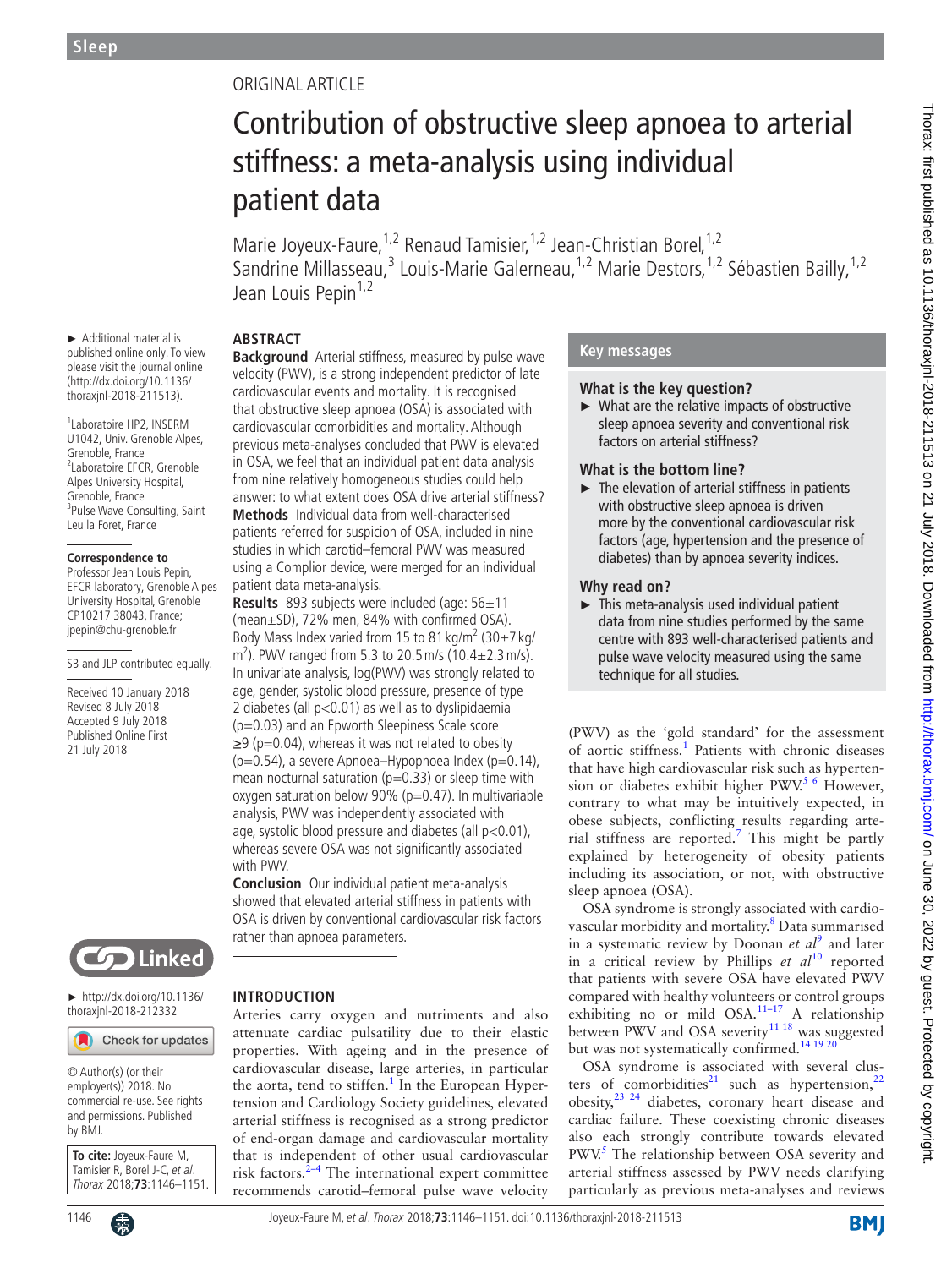ORIGINAL ARTICLE

# Contribution of obstructive sleep apnoea to arterial stiffness: a meta-analysis using individual patient data

Marie Joyeux-Faure,[1,2] Renaud Tamisier,[1,2] Jean-Christian Borel,[1,2] Sandrine Millasseau,[3] Louis-Marie Galerneau,[1,2] Marie Destors,[1,2] Sébastien Bailly,[1,2] Jean Louis Pepin[1,2]

► Additional material is published online only. To view please visit the journal online (http://dx.doi.org/10.1136/thoraxjnl-2018-211513).

[1]Laboratoire HP2, INSERM U1042, Univ. Grenoble Alpes, Grenoble, France
[2]Laboratoire EFCR, Grenoble Alpes University Hospital, Grenoble, France
[3]Pulse Wave Consulting, Saint Leu la Foret, France

**Correspondence to**
Professor Jean Louis Pepin, EFCR laboratory, Grenoble Alpes University Hospital, Grenoble CP10217 38043, France; jpepin@chu-grenoble.fr

SB and JLP contributed equally.

Received 10 January 2018
Revised 8 July 2018
Accepted 9 July 2018
Published Online First 21 July 2018

► http://dx.doi.org/10.1136/thoraxjnl-2018-212332

© Author(s) (or their employer(s)) 2018. No commercial re-use. See rights and permissions. Published by BMJ.

**To cite:** Joyeux-Faure M, Tamisier R, Borel J-C, *et al*. *Thorax* 2018;**73**:1146–1151.

## ABSTRACT

**Background** Arterial stiffness, measured by pulse wave velocity (PWV), is a strong independent predictor of late cardiovascular events and mortality. It is recognised that obstructive sleep apnoea (OSA) is associated with cardiovascular comorbidities and mortality. Although previous meta-analyses concluded that PWV is elevated in OSA, we feel that an individual patient data analysis from nine relatively homogeneous studies could help answer: to what extent does OSA drive arterial stiffness?

**Methods** Individual data from well-characterised patients referred for suspicion of OSA, included in nine studies in which carotid–femoral PWV was measured using a Complior device, were merged for an individual patient data meta-analysis.

**Results** 893 subjects were included (age: 56±11 (mean±SD), 72% men, 84% with confirmed OSA). Body Mass Index varied from 15 to 81 kg/m$^2$ (30±7 kg/m$^2$). PWV ranged from 5.3 to 20.5 m/s (10.4±2.3 m/s). In univariate analysis, log(PWV) was strongly related to age, gender, systolic blood pressure, presence of type 2 diabetes (all $p<0.01$) as well as to dyslipidaemia ($p=0.03$) and an Epworth Sleepiness Scale score ≥9 ($p=0.04$), whereas it was not related to obesity ($p=0.54$), a severe Apnoea–Hypopnoea Index ($p=0.14$), mean nocturnal saturation ($p=0.33$) or sleep time with oxygen saturation below 90% ($p=0.47$). In multivariable analysis, PWV was independently associated with age, systolic blood pressure and diabetes (all $p<0.01$), whereas severe OSA was not significantly associated with PWV.

**Conclusion** Our individual patient meta-analysis showed that elevated arterial stiffness in patients with OSA is driven by conventional cardiovascular risk factors rather than apnoea parameters.

## Key messages

### What is the key question?

► What are the relative impacts of obstructive sleep apnoea severity and conventional risk factors on arterial stiffness?

### What is the bottom line?

► The elevation of arterial stiffness in patients with obstructive sleep apnoea is driven more by the conventional cardiovascular risk factors (age, hypertension and the presence of diabetes) than by apnoea severity indices.

### Why read on?

► This meta-analysis used individual patient data from nine studies performed by the same centre with 893 well-characterised patients and pulse wave velocity measured using the same technique for all studies.

## INTRODUCTION

Arteries carry oxygen and nutriments and also attenuate cardiac pulsatility due to their elastic properties. With ageing and in the presence of cardiovascular disease, large arteries, in particular the aorta, tend to stiffen.[1] In the European Hypertension and Cardiology Society guidelines, elevated arterial stiffness is recognised as a strong predictor of end-organ damage and cardiovascular mortality that is independent of other usual cardiovascular risk factors.[2–4] The international expert committee recommends carotid–femoral pulse wave velocity (PWV) as the 'gold standard' for the assessment of aortic stiffness.[1] Patients with chronic diseases that have high cardiovascular risk such as hypertension or diabetes exhibit higher PWV.[5 6] However, contrary to what may be intuitively expected, in obese subjects, conflicting results regarding arterial stiffness are reported.[7] This might be partly explained by heterogeneity of obesity patients including its association, or not, with obstructive sleep apnoea (OSA).

OSA syndrome is strongly associated with cardiovascular morbidity and mortality.[8] Data summarised in a systematic review by Doonan *et al*[9] and later in a critical review by Phillips *et al*[10] reported that patients with severe OSA have elevated PWV compared with healthy volunteers or control groups exhibiting no or mild OSA.[11–17] A relationship between PWV and OSA severity[11 18] was suggested but was not systematically confirmed.[14 19 20]

OSA syndrome is associated with several clusters of comorbidities[21] such as hypertension,[22] obesity,[23 24] diabetes, coronary heart disease and cardiac failure. These coexisting chronic diseases also each strongly contribute towards elevated PWV.[5] The relationship between OSA severity and arterial stiffness assessed by PWV needs clarifying particularly as previous meta-analyses and reviews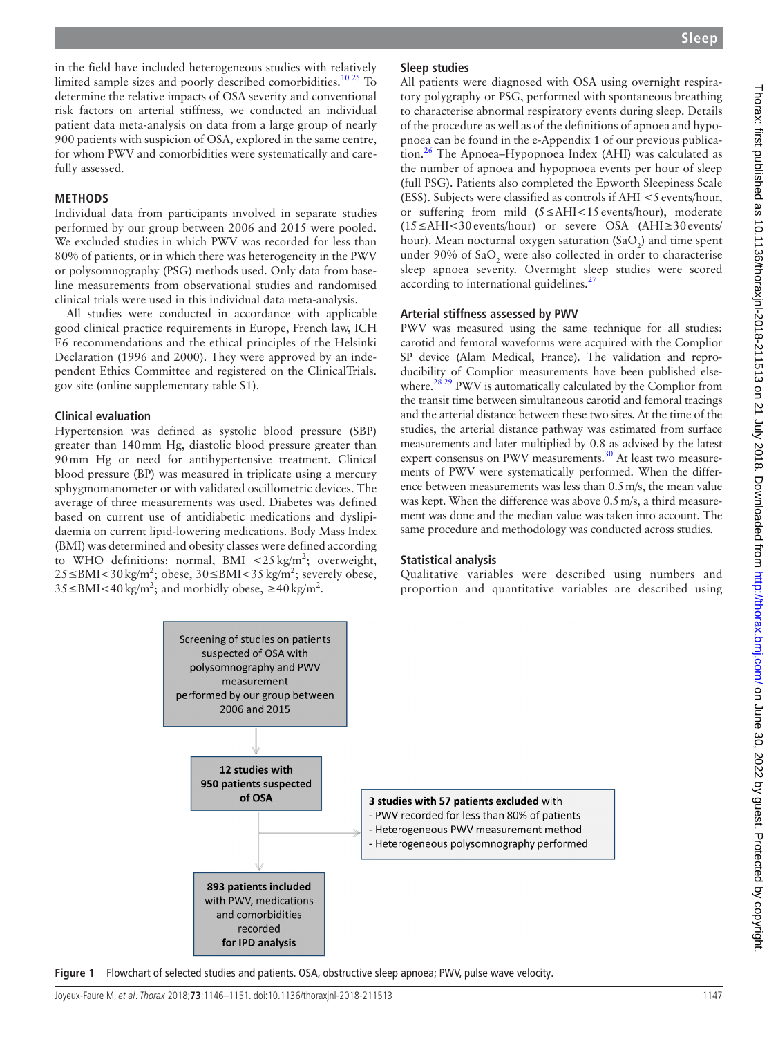in the field have included heterogeneous studies with relatively limited sample sizes and poorly described comorbidities.[10 25] To determine the relative impacts of OSA severity and conventional risk factors on arterial stiffness, we conducted an individual patient data meta-analysis on data from a large group of nearly 900 patients with suspicion of OSA, explored in the same centre, for whom PWV and comorbidities were systematically and carefully assessed.

## METHODS

Individual data from participants involved in separate studies performed by our group between 2006 and 2015 were pooled. We excluded studies in which PWV was recorded for less than 80% of patients, or in which there was heterogeneity in the PWV or polysomnography (PSG) methods used. Only data from baseline measurements from observational studies and randomised clinical trials were used in this individual data meta-analysis.

All studies were conducted in accordance with applicable good clinical practice requirements in Europe, French law, ICH E6 recommendations and the ethical principles of the Helsinki Declaration (1996 and 2000). They were approved by an independent Ethics Committee and registered on the ClinicalTrials.gov site (online supplementary table S1).

### Clinical evaluation

Hypertension was defined as systolic blood pressure (SBP) greater than 140 mm Hg, diastolic blood pressure greater than 90 mm Hg or need for antihypertensive treatment. Clinical blood pressure (BP) was measured in triplicate using a mercury sphygmomanometer or with validated oscillometric devices. The average of three measurements was used. Diabetes was defined based on current use of antidiabetic medications and dyslipidaemia on current lipid-lowering medications. Body Mass Index (BMI) was determined and obesity classes were defined according to WHO definitions: normal, BMI $<25\,kg/m^2$; overweight, $25\leq BMI<30\,kg/m^2$; obese, $30\leq BMI<35\,kg/m^2$; severely obese, $35\leq BMI<40\,kg/m^2$; and morbidly obese, $\geq 40\,kg/m^2$.

### Sleep studies

All patients were diagnosed with OSA using overnight respiratory polygraphy or PSG, performed with spontaneous breathing to characterise abnormal respiratory events during sleep. Details of the procedure as well as of the definitions of apnoea and hypopnoea can be found in the e-Appendix 1 of our previous publication.[26] The Apnoea–Hypopnoea Index (AHI) was calculated as the number of apnoea and hypopnoea events per hour of sleep (full PSG). Patients also completed the Epworth Sleepiness Scale (ESS). Subjects were classified as controls if AHI <5 events/hour, or suffering from mild (5≤AHI<15 events/hour), moderate (15≤AHI<30 events/hour) or severe OSA (AHI≥30 events/hour). Mean nocturnal oxygen saturation ($SaO_2$) and time spent under 90% of $SaO_2$ were also collected in order to characterise sleep apnoea severity. Overnight sleep studies were scored according to international guidelines.[27]

### Arterial stiffness assessed by PWV

PWV was measured using the same technique for all studies: carotid and femoral waveforms were acquired with the Complior SP device (Alam Medical, France). The validation and reproducibility of Complior measurements have been published elsewhere.[28 29] PWV is automatically calculated by the Complior from the transit time between simultaneous carotid and femoral tracings and the arterial distance between these two sites. At the time of the studies, the arterial distance pathway was estimated from surface measurements and later multiplied by 0.8 as advised by the latest expert consensus on PWV measurements.[30] At least two measurements of PWV were systematically performed. When the difference between measurements was less than 0.5 m/s, the mean value was kept. When the difference was above 0.5 m/s, a third measurement was done and the median value was taken into account. The same procedure and methodology was conducted across studies.

### Statistical analysis

Qualitative variables were described using numbers and proportion and quantitative variables are described using

Screening of studies on patients suspected of OSA with polysomnography and PWV measurement performed by our group between 2006 and 2015

↓

**12 studies with 950 patients suspected of OSA**

→ **3 studies with 57 patients excluded** with
- PWV recorded for less than 80% of patients
- Heterogeneous PWV measurement method
- Heterogeneous polysomnography performed

↓

**893 patients included** with PWV, medications and comorbidities recorded **for IPD analysis**

**Figure 1** Flowchart of selected studies and patients. OSA, obstructive sleep apnoea; PWV, pulse wave velocity.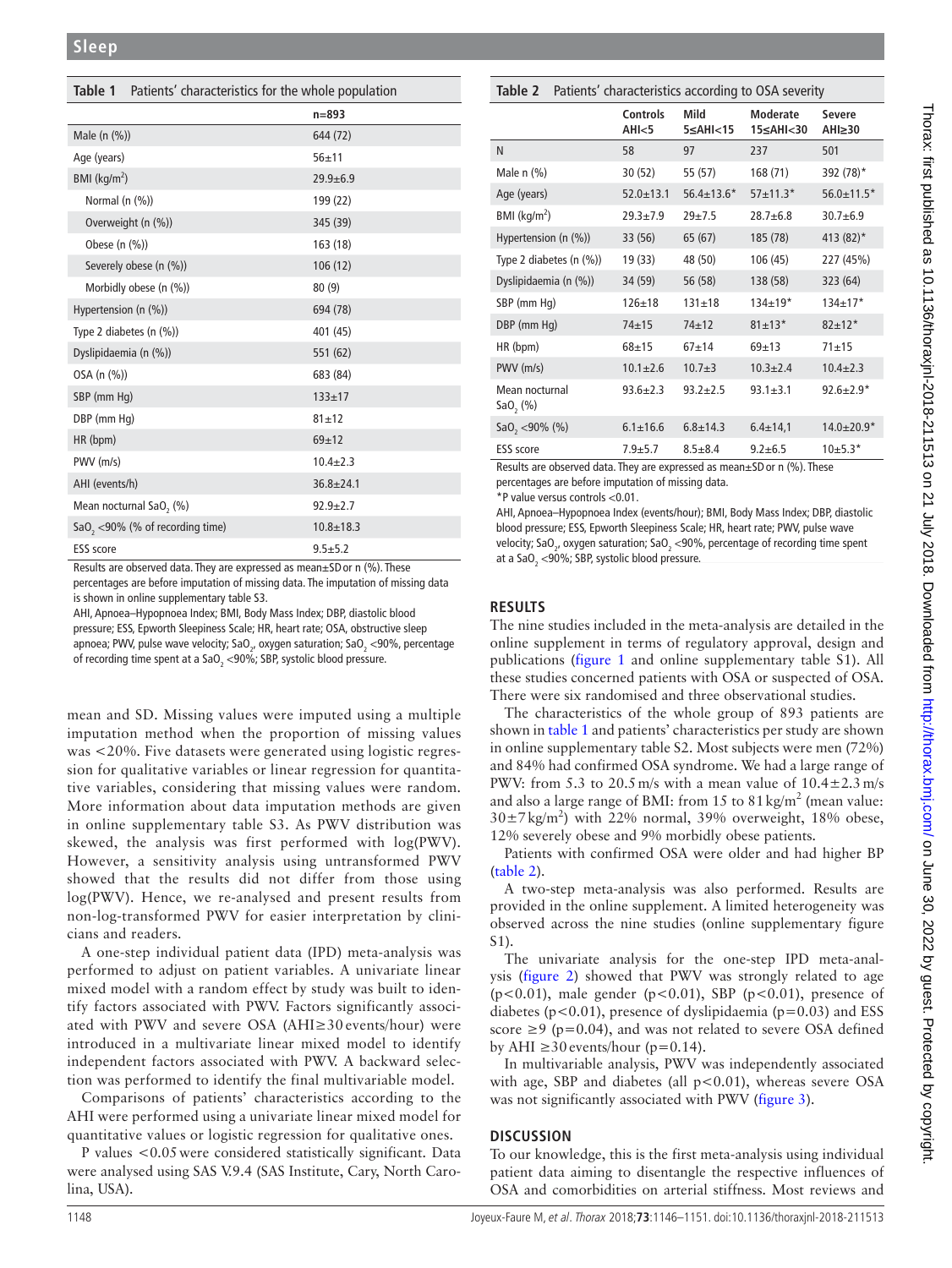**Table 1** Patients' characteristics for the whole population

| | n=893 |
|---|---|
| Male (n (%)) | 644 (72) |
| Age (years) | 56±11 |
| BMI (kg/m$^2$) | 29.9±6.9 |
| Normal (n (%)) | 199 (22) |
| Overweight (n (%)) | 345 (39) |
| Obese (n (%)) | 163 (18) |
| Severely obese (n (%)) | 106 (12) |
| Morbidly obese (n (%)) | 80 (9) |
| Hypertension (n (%)) | 694 (78) |
| Type 2 diabetes (n (%)) | 401 (45) |
| Dyslipidaemia (n (%)) | 551 (62) |
| OSA (n (%)) | 683 (84) |
| SBP (mm Hg) | 133±17 |
| DBP (mm Hg) | 81±12 |
| HR (bpm) | 69±12 |
| PWV (m/s) | 10.4±2.3 |
| AHI (events/h) | 36.8±24.1 |
| Mean nocturnal SaO$_2$ (%) | 92.9±2.7 |
| SaO$_2$ <90% (% of recording time) | 10.8±18.3 |
| ESS score | 9.5±5.2 |

Results are observed data. They are expressed as mean±SD or n (%). These percentages are before imputation of missing data. The imputation of missing data is shown in online supplementary table S3.

AHI, Apnoea–Hypopnoea Index; BMI, Body Mass Index; DBP, diastolic blood pressure; ESS, Epworth Sleepiness Scale; HR, heart rate; OSA, obstructive sleep apnoea; PWV, pulse wave velocity; SaO$_2$, oxygen saturation; SaO$_2$ <90%, percentage of recording time spent at a SaO$_2$ <90%; SBP, systolic blood pressure.

mean and SD. Missing values were imputed using a multiple imputation method when the proportion of missing values was <20%. Five datasets were generated using logistic regression for qualitative variables or linear regression for quantitative variables, considering that missing values were random. More information about data imputation methods are given in online supplementary table S3. As PWV distribution was skewed, the analysis was first performed with log(PWV). However, a sensitivity analysis using untransformed PWV showed that the results did not differ from those using log(PWV). Hence, we re-analysed and present results from non-log-transformed PWV for easier interpretation by clinicians and readers.

A one-step individual patient data (IPD) meta-analysis was performed to adjust on patient variables. A univariate linear mixed model with a random effect by study was built to identify factors associated with PWV. Factors significantly associated with PWV and severe OSA (AHI≥30 events/hour) were introduced in a multivariate linear mixed model to identify independent factors associated with PWV. A backward selection was performed to identify the final multivariable model.

Comparisons of patients' characteristics according to the AHI were performed using a univariate linear mixed model for quantitative values or logistic regression for qualitative ones.

P values <0.05 were considered statistically significant. Data were analysed using SAS V.9.4 (SAS Institute, Cary, North Carolina, USA).

**Table 2** Patients' characteristics according to OSA severity

| | Controls AHI<5 | Mild 5≤AHI<15 | Moderate 15≤AHI<30 | Severe AHI≥30 |
|---|---|---|---|---|
| N | 58 | 97 | 237 | 501 |
| Male n (%) | 30 (52) | 55 (57) | 168 (71) | 392 (78)* |
| Age (years) | 52.0±13.1 | 56.4±13.6* | 57±11.3* | 56.0±11.5* |
| BMI (kg/m$^2$) | 29.3±7.9 | 29±7.5 | 28.7±6.8 | 30.7±6.9 |
| Hypertension (n (%)) | 33 (56) | 65 (67) | 185 (78) | 413 (82)* |
| Type 2 diabetes (n (%)) | 19 (33) | 48 (50) | 106 (45) | 227 (45%) |
| Dyslipidaemia (n (%)) | 34 (59) | 56 (58) | 138 (58) | 323 (64) |
| SBP (mm Hg) | 126±18 | 131±18 | 134±19* | 134±17* |
| DBP (mm Hg) | 74±15 | 74±12 | 81±13* | 82±12* |
| HR (bpm) | 68±15 | 67±14 | 69±13 | 71±15 |
| PWV (m/s) | 10.1±2.6 | 10.7±3 | 10.3±2.4 | 10.4±2.3 |
| Mean nocturnal SaO$_2$ (%) | 93.6±2.3 | 93.2±2.5 | 93.1±3.1 | 92.6±2.9* |
| SaO$_2$ <90% (%) | 6.1±16.6 | 6.8±14.3 | 6.4±14,1 | 14.0±20.9* |
| ESS score | 7.9±5.7 | 8.5±8.4 | 9.2±6.5 | 10±5.3* |

Results are observed data. They are expressed as mean±SD or n (%). These percentages are before imputation of missing data.

*P value versus controls <0.01.

AHI, Apnoea–Hypopnoea Index (events/hour); BMI, Body Mass Index; DBP, diastolic blood pressure; ESS, Epworth Sleepiness Scale; HR, heart rate; PWV, pulse wave velocity; SaO$_2$, oxygen saturation; SaO$_2$ <90%, percentage of recording time spent at a SaO$_2$ <90%; SBP, systolic blood pressure.

## RESULTS

The nine studies included in the meta-analysis are detailed in the online supplement in terms of regulatory approval, design and publications (figure 1 and online supplementary table S1). All these studies concerned patients with OSA or suspected of OSA. There were six randomised and three observational studies.

The characteristics of the whole group of 893 patients are shown in table 1 and patients' characteristics per study are shown in online supplementary table S2. Most subjects were men (72%) and 84% had confirmed OSA syndrome. We had a large range of PWV: from 5.3 to 20.5 m/s with a mean value of 10.4±2.3 m/s and also a large range of BMI: from 15 to 81 kg/m$^2$ (mean value: 30±7 kg/m$^2$) with 22% normal, 39% overweight, 18% obese, 12% severely obese and 9% morbidly obese patients.

Patients with confirmed OSA were older and had higher BP (table 2).

A two-step meta-analysis was also performed. Results are provided in the online supplement. A limited heterogeneity was observed across the nine studies (online supplementary figure S1).

The univariate analysis for the one-step IPD meta-analysis (figure 2) showed that PWV was strongly related to age (p<0.01), male gender (p<0.01), SBP (p<0.01), presence of diabetes (p<0.01), presence of dyslipidaemia (p=0.03) and ESS score ≥9 (p=0.04), and was not related to severe OSA defined by AHI ≥30 events/hour (p=0.14).

In multivariable analysis, PWV was independently associated with age, SBP and diabetes (all p<0.01), whereas severe OSA was not significantly associated with PWV (figure 3).

## DISCUSSION

To our knowledge, this is the first meta-analysis using individual patient data aiming to disentangle the respective influences of OSA and comorbidities on arterial stiffness. Most reviews and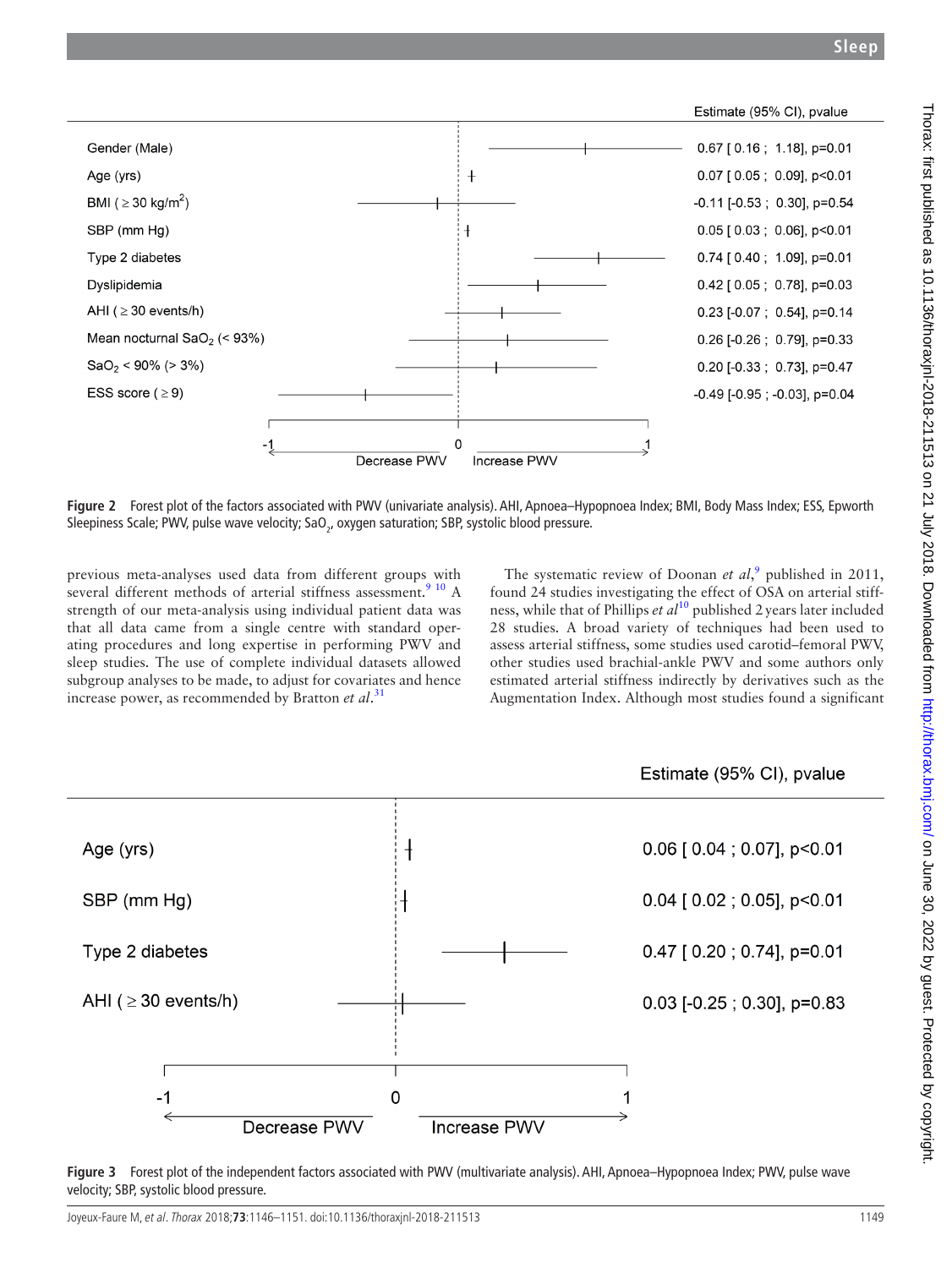| | Estimate (95% CI), pvalue |
|---|---|
| Gender (Male) | 0.67 [ 0.16 ; 1.18], p=0.01 |
| Age (yrs) | 0.07 [ 0.05 ; 0.09], p<0.01 |
| BMI ( ≥ 30 kg/m$^2$) | -0.11 [-0.53 ; 0.30], p=0.54 |
| SBP (mm Hg) | 0.05 [ 0.03 ; 0.06], p<0.01 |
| Type 2 diabetes | 0.74 [ 0.40 ; 1.09], p=0.01 |
| Dyslipidemia | 0.42 [ 0.05 ; 0.78], p=0.03 |
| AHI ( ≥ 30 events/h) | 0.23 [-0.07 ; 0.54], p=0.14 |
| Mean nocturnal $SaO_2$ (< 93%) | 0.26 [-0.26 ; 0.79], p=0.33 |
| $SaO_2$ < 90% (> 3%) | 0.20 [-0.33 ; 0.73], p=0.47 |
| ESS score ( ≥ 9) | -0.49 [-0.95 ; -0.03], p=0.04 |

Figure 2 Forest plot of the factors associated with PWV (univariate analysis). AHI, Apnoea–Hypopnoea Index; BMI, Body Mass Index; ESS, Epworth Sleepiness Scale; PWV, pulse wave velocity; $SaO_2$, oxygen saturation; SBP, systolic blood pressure.

previous meta-analyses used data from different groups with several different methods of arterial stiffness assessment.[9 10] A strength of our meta-analysis using individual patient data was that all data came from a single centre with standard operating procedures and long expertise in performing PWV and sleep studies. The use of complete individual datasets allowed subgroup analyses to be made, to adjust for covariates and hence increase power, as recommended by Bratton *et al*.[31]

The systematic review of Doonan *et al*,[9] published in 2011, found 24 studies investigating the effect of OSA on arterial stiffness, while that of Phillips *et al*[10] published 2 years later included 28 studies. A broad variety of techniques had been used to assess arterial stiffness, some studies used carotid–femoral PWV, other studies used brachial-ankle PWV and some authors only estimated arterial stiffness indirectly by derivatives such as the Augmentation Index. Although most studies found a significant

| | Estimate (95% CI), pvalue |
|---|---|
| Age (yrs) | 0.06 [ 0.04 ; 0.07], p<0.01 |
| SBP (mm Hg) | 0.04 [ 0.02 ; 0.05], p<0.01 |
| Type 2 diabetes | 0.47 [ 0.20 ; 0.74], p=0.01 |
| AHI ( ≥ 30 events/h) | 0.03 [-0.25 ; 0.30], p=0.83 |

Figure 3 Forest plot of the independent factors associated with PWV (multivariate analysis). AHI, Apnoea–Hypopnoea Index; PWV, pulse wave velocity; SBP, systolic blood pressure.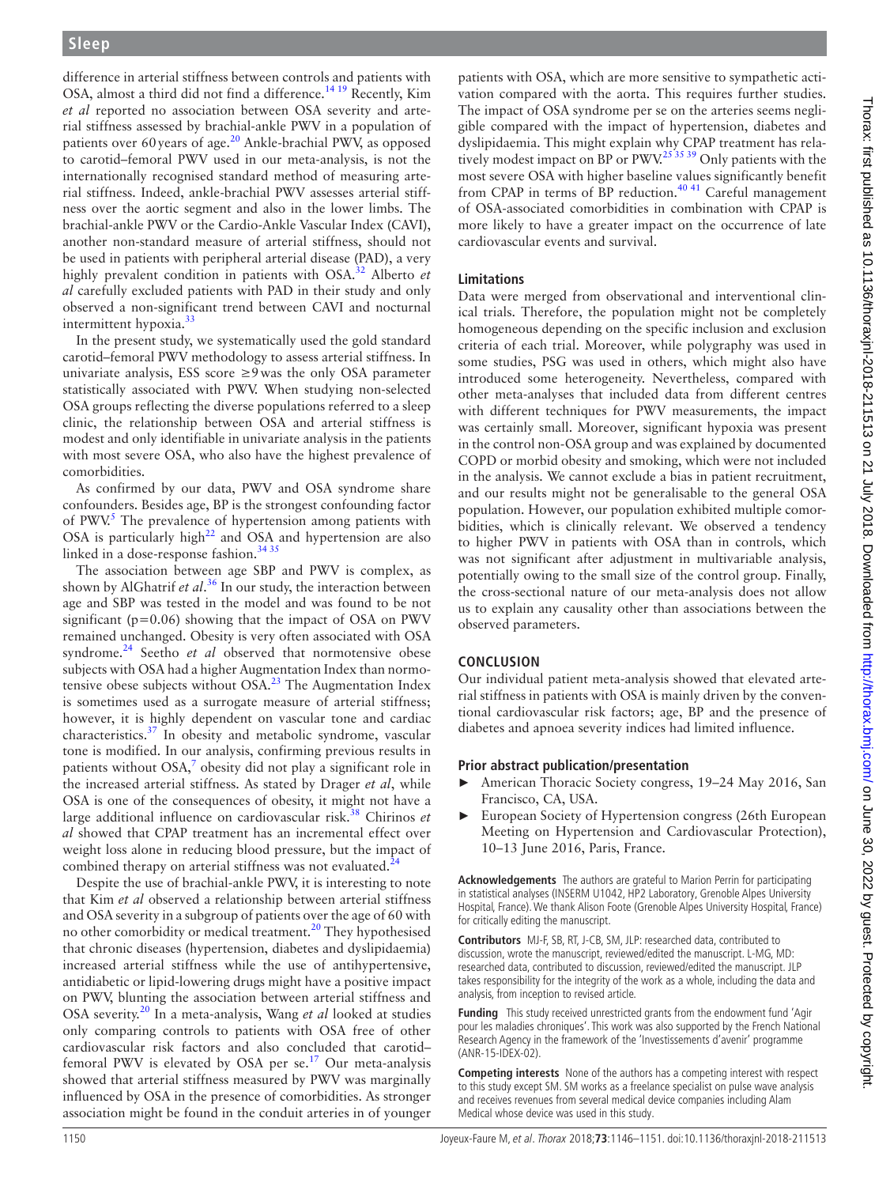difference in arterial stiffness between controls and patients with OSA, almost a third did not find a difference.[14 19] Recently, Kim *et al* reported no association between OSA severity and arterial stiffness assessed by brachial-ankle PWV in a population of patients over 60 years of age.[20] Ankle-brachial PWV, as opposed to carotid–femoral PWV used in our meta-analysis, is not the internationally recognised standard method of measuring arterial stiffness. Indeed, ankle-brachial PWV assesses arterial stiffness over the aortic segment and also in the lower limbs. The brachial-ankle PWV or the Cardio-Ankle Vascular Index (CAVI), another non-standard measure of arterial stiffness, should not be used in patients with peripheral arterial disease (PAD), a very highly prevalent condition in patients with OSA.[32] Alberto *et al* carefully excluded patients with PAD in their study and only observed a non-significant trend between CAVI and nocturnal intermittent hypoxia.[33]

In the present study, we systematically used the gold standard carotid–femoral PWV methodology to assess arterial stiffness. In univariate analysis, ESS score ≥9 was the only OSA parameter statistically associated with PWV. When studying non-selected OSA groups reflecting the diverse populations referred to a sleep clinic, the relationship between OSA and arterial stiffness is modest and only identifiable in univariate analysis in the patients with most severe OSA, who also have the highest prevalence of comorbidities.

As confirmed by our data, PWV and OSA syndrome share confounders. Besides age, BP is the strongest confounding factor of PWV.[5] The prevalence of hypertension among patients with OSA is particularly high[22] and OSA and hypertension are also linked in a dose-response fashion.[34 35]

The association between age SBP and PWV is complex, as shown by AlGhatrif *et al*.[36] In our study, the interaction between age and SBP was tested in the model and was found to be not significant ($p=0.06$) showing that the impact of OSA on PWV remained unchanged. Obesity is very often associated with OSA syndrome.[24] Seetho *et al* observed that normotensive obese subjects with OSA had a higher Augmentation Index than normotensive obese subjects without OSA.[23] The Augmentation Index is sometimes used as a surrogate measure of arterial stiffness; however, it is highly dependent on vascular tone and cardiac characteristics.[37] In obesity and metabolic syndrome, vascular tone is modified. In our analysis, confirming previous results in patients without OSA,[7] obesity did not play a significant role in the increased arterial stiffness. As stated by Drager *et al*, while OSA is one of the consequences of obesity, it might not have a large additional influence on cardiovascular risk.[38] Chirinos *et al* showed that CPAP treatment has an incremental effect over weight loss alone in reducing blood pressure, but the impact of combined therapy on arterial stiffness was not evaluated.[24]

Despite the use of brachial-ankle PWV, it is interesting to note that Kim *et al* observed a relationship between arterial stiffness and OSA severity in a subgroup of patients over the age of 60 with no other comorbidity or medical treatment.[20] They hypothesised that chronic diseases (hypertension, diabetes and dyslipidaemia) increased arterial stiffness while the use of antihypertensive, antidiabetic or lipid-lowering drugs might have a positive impact on PWV, blunting the association between arterial stiffness and OSA severity.[20] In a meta-analysis, Wang *et al* looked at studies only comparing controls to patients with OSA free of other cardiovascular risk factors and also concluded that carotid–femoral PWV is elevated by OSA per se.[17] Our meta-analysis showed that arterial stiffness measured by PWV was marginally influenced by OSA in the presence of comorbidities. As stronger association might be found in the conduit arteries in of younger patients with OSA, which are more sensitive to sympathetic activation compared with the aorta. This requires further studies. The impact of OSA syndrome per se on the arteries seems negligible compared with the impact of hypertension, diabetes and dyslipidaemia. This might explain why CPAP treatment has relatively modest impact on BP or PWV.[25 35 39] Only patients with the most severe OSA with higher baseline values significantly benefit from CPAP in terms of BP reduction.[40 41] Careful management of OSA-associated comorbidities in combination with CPAP is more likely to have a greater impact on the occurrence of late cardiovascular events and survival.

## Limitations

Data were merged from observational and interventional clinical trials. Therefore, the population might not be completely homogeneous depending on the specific inclusion and exclusion criteria of each trial. Moreover, while polygraphy was used in some studies, PSG was used in others, which might also have introduced some heterogeneity. Nevertheless, compared with other meta-analyses that included data from different centres with different techniques for PWV measurements, the impact was certainly small. Moreover, significant hypoxia was present in the control non-OSA group and was explained by documented COPD or morbid obesity and smoking, which were not included in the analysis. We cannot exclude a bias in patient recruitment, and our results might not be generalisable to the general OSA population. However, our population exhibited multiple comorbidities, which is clinically relevant. We observed a tendency to higher PWV in patients with OSA than in controls, which was not significant after adjustment in multivariable analysis, potentially owing to the small size of the control group. Finally, the cross-sectional nature of our meta-analysis does not allow us to explain any causality other than associations between the observed parameters.

## CONCLUSION

Our individual patient meta-analysis showed that elevated arterial stiffness in patients with OSA is mainly driven by the conventional cardiovascular risk factors; age, BP and the presence of diabetes and apnoea severity indices had limited influence.

### Prior abstract publication/presentation

- American Thoracic Society congress, 19–24 May 2016, San Francisco, CA, USA.
- European Society of Hypertension congress (26th European Meeting on Hypertension and Cardiovascular Protection), 10–13 June 2016, Paris, France.

**Acknowledgements** The authors are grateful to Marion Perrin for participating in statistical analyses (INSERM U1042, HP2 Laboratory, Grenoble Alpes University Hospital, France). We thank Alison Foote (Grenoble Alpes University Hospital, France) for critically editing the manuscript.

**Contributors** MJ-F, SB, RT, J-CB, SM, JLP: researched data, contributed to discussion, wrote the manuscript, reviewed/edited the manuscript. L-MG, MD: researched data, contributed to discussion, reviewed/edited the manuscript. JLP takes responsibility for the integrity of the work as a whole, including the data and analysis, from inception to revised article.

**Funding** This study received unrestricted grants from the endowment fund 'Agir pour les maladies chroniques'. This work was also supported by the French National Research Agency in the framework of the 'Investissements d'avenir' programme (ANR-15-IDEX-02).

**Competing interests** None of the authors has a competing interest with respect to this study except SM. SM works as a freelance specialist on pulse wave analysis and receives revenues from several medical device companies including Alam Medical whose device was used in this study.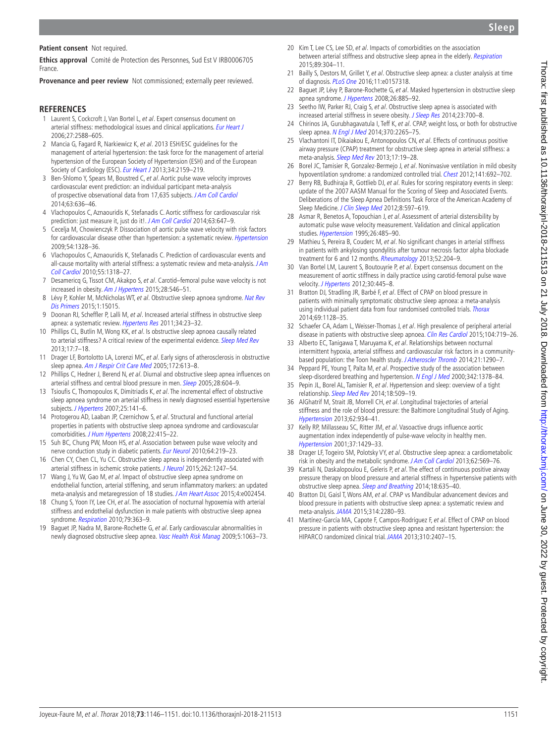**Patient consent** Not required.

**Ethics approval** Comité de Protection des Personnes, Sud Est V IRB0006705 France.

**Provenance and peer review** Not commissioned; externally peer reviewed.

## REFERENCES

1. Laurent S, Cockcroft J, Van Bortel L, *et al*. Expert consensus document on arterial stiffness: methodological issues and clinical applications. *Eur Heart J* 2006;27:2588–605.
2. Mancia G, Fagard R, Narkiewicz K, *et al*. 2013 ESH/ESC guidelines for the management of arterial hypertension: the task force for the management of arterial hypertension of the European Society of Hypertension (ESH) and of the European Society of Cardiology (ESC). *Eur Heart J* 2013;34:2159–219.
3. Ben-Shlomo Y, Spears M, Boustred C, *et al*. Aortic pulse wave velocity improves cardiovascular event prediction: an individual participant meta-analysis of prospective observational data from 17,635 subjects. *J Am Coll Cardiol* 2014;63:636–46.
4. Vlachopoulos C, Aznaouridis K, Stefanadis C. Aortic stiffness for cardiovascular risk prediction: just measure it, just do it!. *J Am Coll Cardiol* 2014;63:647–9.
5. Cecelja M, Chowienczyk P. Dissociation of aortic pulse wave velocity with risk factors for cardiovascular disease other than hypertension: a systematic review. *Hypertension* 2009;54:1328–36.
6. Vlachopoulos C, Aznaouridis K, Stefanadis C. Prediction of cardiovascular events and all-cause mortality with arterial stiffness: a systematic review and meta-analysis. *J Am Coll Cardiol* 2010;55:1318–27.
7. Desamericq G, Tissot CM, Akakpo S, *et al*. Carotid–femoral pulse wave velocity is not increased in obesity. *Am J Hypertens* 2015;28:546–51.
8. Lévy P, Kohler M, McNicholas WT, *et al*. Obstructive sleep apnoea syndrome. *Nat Rev Dis Primers* 2015;1:15015.
9. Doonan RJ, Scheffler P, Lalli M, *et al*. Increased arterial stiffness in obstructive sleep apnea: a systematic review. *Hypertens Res* 2011;34:23–32.
10. Phillips CL, Butlin M, Wong KK, *et al*. Is obstructive sleep apnoea causally related to arterial stiffness? A critical review of the experimental evidence. *Sleep Med Rev* 2013;17:7–18.
11. Drager LF, Bortolotto LA, Lorenzi MC, *et al*. Early signs of atherosclerosis in obstructive sleep apnea. *Am J Respir Crit Care Med* 2005;172:613–8.
12. Phillips C, Hedner J, Berend N, *et al*. Diurnal and obstructive sleep apnea influences on arterial stiffness and central blood pressure in men. *Sleep* 2005;28:604–9.
13. Tsioufis C, Thomopoulos K, Dimitriadis K, *et al*. The incremental effect of obstructive sleep apnoea syndrome on arterial stiffness in newly diagnosed essential hypertensive subjects. *J Hypertens* 2007;25:141–6.
14. Protogerou AD, Laaban JP, Czernichow S, *et al*. Structural and functional arterial properties in patients with obstructive sleep apnoea syndrome and cardiovascular comorbidities. *J Hum Hypertens* 2008;22:415–22.
15. Suh BC, Chung PW, Moon HS, *et al*. Association between pulse wave velocity and nerve conduction study in diabetic patients. *Eur Neurol* 2010;64:219–23.
16. Chen CY, Chen CL, Yu CC. Obstructive sleep apnea is independently associated with arterial stiffness in ischemic stroke patients. *J Neurol* 2015;262:1247–54.
17. Wang J, Yu W, Gao M, *et al*. Impact of obstructive sleep apnea syndrome on endothelial function, arterial stiffening, and serum inflammatory markers: an updated meta-analysis and metaregression of 18 studies. *J Am Heart Assoc* 2015;4:e002454.
18. Chung S, Yoon IY, Lee CH, *et al*. The association of nocturnal hypoxemia with arterial stiffness and endothelial dysfunction in male patients with obstructive sleep apnea syndrome. *Respiration* 2010;79:363–9.
19. Baguet JP, Nadra M, Barone-Rochette G, *et al*. Early cardiovascular abnormalities in newly diagnosed obstructive sleep apnea. *Vasc Health Risk Manag* 2009;5:1063–73.
20. Kim T, Lee CS, Lee SD, *et al*. Impacts of comorbidities on the association between arterial stiffness and obstructive sleep apnea in the elderly. *Respiration* 2015;89:304–11.
21. Bailly S, Destors M, Grillet Y, *et al*. Obstructive sleep apnea: a cluster analysis at time of diagnosis. *PLoS One* 2016;11:e0157318.
22. Baguet JP, Lévy P, Barone-Rochette G, *et al*. Masked hypertension in obstructive sleep apnea syndrome. *J Hypertens* 2008;26:885–92.
23. Seetho IW, Parker RJ, Craig S, *et al*. Obstructive sleep apnea is associated with increased arterial stiffness in severe obesity. *J Sleep Res* 2014;23:700–8.
24. Chirinos JA, Gurubhagavatula I, Teff K, *et al*. CPAP, weight loss, or both for obstructive sleep apnea. *N Engl J Med* 2014;370:2265–75.
25. Vlachantoni IT, Dikaiakou E, Antonopoulos CN, *et al*. Effects of continuous positive airway pressure (CPAP) treatment for obstructive sleep apnea in arterial stiffness: a meta-analysis. *Sleep Med Rev* 2013;17:19–28.
26. Borel JC, Tamisier R, Gonzalez-Bermejo J, *et al*. Noninvasive ventilation in mild obesity hypoventilation syndrome: a randomized controlled trial. *Chest* 2012;141:692–702.
27. Berry RB, Budhiraja R, Gottlieb DJ, *et al*. Rules for scoring respiratory events in sleep: update of the 2007 AASM Manual for the Scoring of Sleep and Associated Events. Deliberations of the Sleep Apnea Definitions Task Force of the American Academy of Sleep Medicine. *J Clin Sleep Med* 2012;8:597–619.
28. Asmar R, Benetos A, Topouchian J, *et al*. Assessment of arterial distensibility by automatic pulse wave velocity measurement. Validation and clinical application studies. *Hypertension* 1995;26:485–90.
29. Mathieu S, Pereira B, Couderc M, *et al*. No significant changes in arterial stiffness in patients with ankylosing spondylitis after tumour necrosis factor alpha blockade treatment for 6 and 12 months. *Rheumatology* 2013;52:204–9.
30. Van Bortel LM, Laurent S, Boutouyrie P, *et al*. Expert consensus document on the measurement of aortic stiffness in daily practice using carotid-femoral pulse wave velocity. *J Hypertens* 2012;30:445–8.
31. Bratton DJ, Stradling JR, Barbé F, *et al*. Effect of CPAP on blood pressure in patients with minimally symptomatic obstructive sleep apnoea: a meta-analysis using individual patient data from four randomised controlled trials. *Thorax* 2014;69:1128–35.
32. Schaefer CA, Adam L, Weisser-Thomas J, *et al*. High prevalence of peripheral arterial disease in patients with obstructive sleep apnoea. *Clin Res Cardiol* 2015;104:719–26.
33. Alberto EC, Tanigawa T, Maruyama K, *et al*. Relationships between nocturnal intermittent hypoxia, arterial stiffness and cardiovascular risk factors in a community-based population: the Toon health study. *J Atheroscler Thromb* 2014;21:1290–7.
34. Peppard PE, Young T, Palta M, *et al*. Prospective study of the association between sleep-disordered breathing and hypertension. *N Engl J Med* 2000;342:1378–84.
35. Pepin JL, Borel AL, Tamisier R, *et al*. Hypertension and sleep: overview of a tight relationship. *Sleep Med Rev* 2014;18:509–19.
36. AlGhatrif M, Strait JB, Morrell CH, *et al*. Longitudinal trajectories of arterial stiffness and the role of blood pressure: the Baltimore Longitudinal Study of Aging. *Hypertension* 2013;62:934–41.
37. Kelly RP, Millasseau SC, Ritter JM, *et al*. Vasoactive drugs influence aortic augmentation index independently of pulse-wave velocity in healthy men. *Hypertension* 2001;37:1429–33.
38. Drager LF, Togeiro SM, Polotsky VY, *et al*. Obstructive sleep apnea: a cardiometabolic risk in obesity and the metabolic syndrome. *J Am Coll Cardiol* 2013;62:569–76.
39. Kartali N, Daskalopoulou E, Geleris P, *et al*. The effect of continuous positive airway pressure therapy on blood pressure and arterial stiffness in hypertensive patients with obstructive sleep apnea. *Sleep and Breathing* 2014;18:635–40.
40. Bratton DJ, Gaisl T, Wons AM, *et al*. CPAP vs Mandibular advancement devices and blood pressure in patients with obstructive sleep apnea: a systematic review and meta-analysis. *JAMA* 2015;314:2280–93.
41. Martínez-García MA, Capote F, Campos-Rodríguez F, *et al*. Effect of CPAP on blood pressure in patients with obstructive sleep apnea and resistant hypertension: the HIPARCO randomized clinical trial. *JAMA* 2013;310:2407–15.